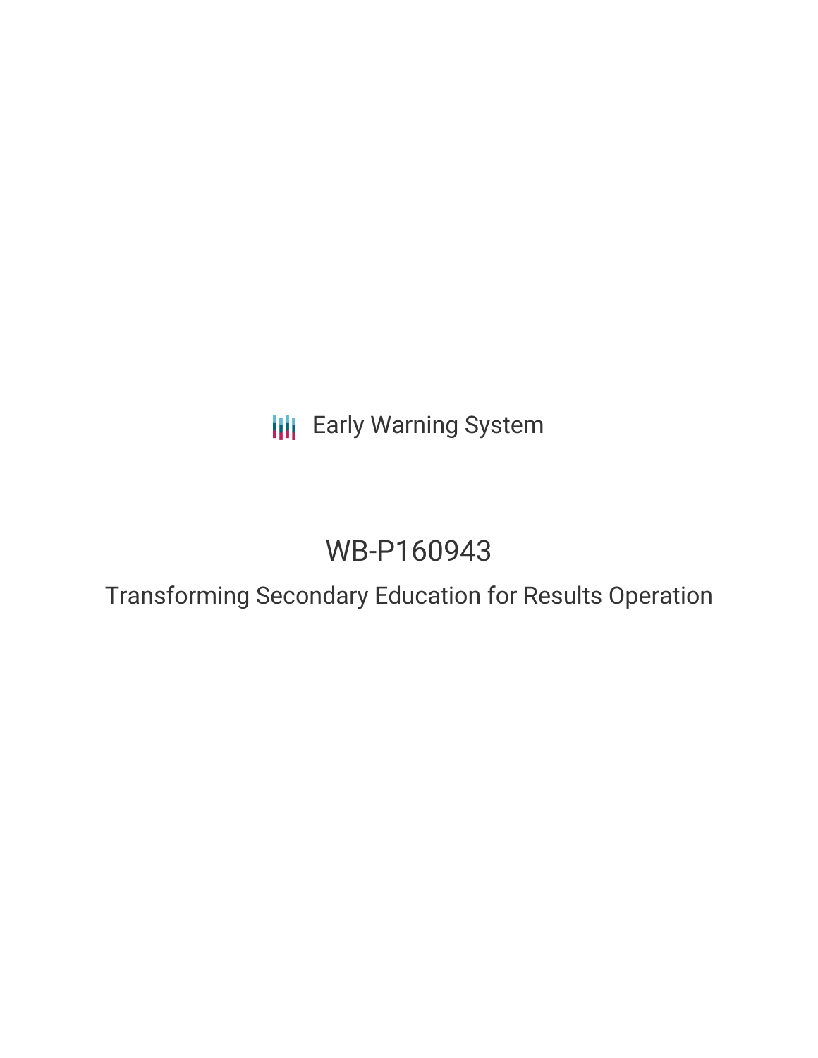Early Warning System

# WB-P160943

## Transforming Secondary Education for Results Operation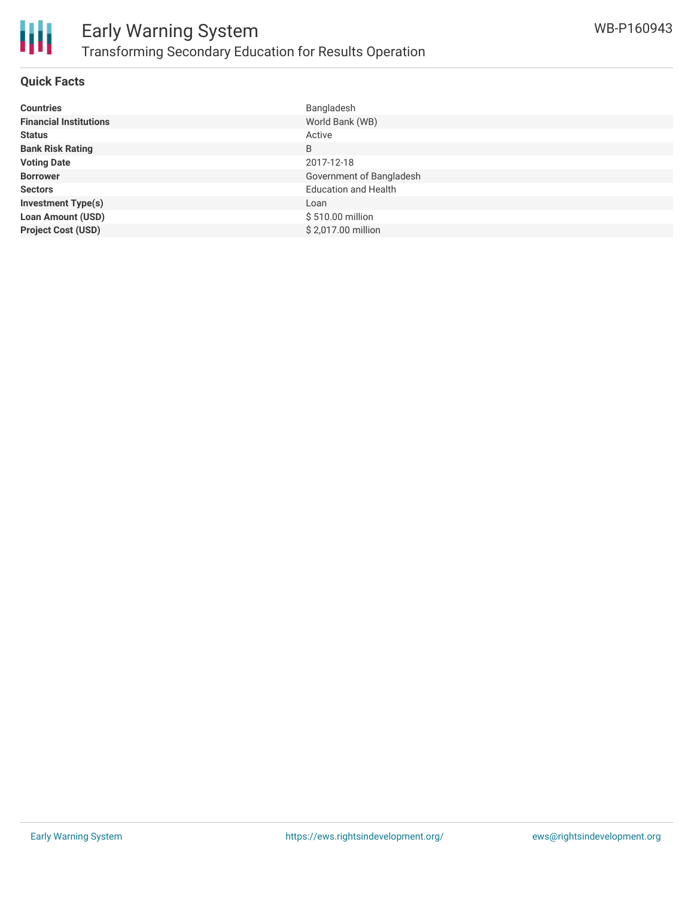# Early Warning System

## Transforming Secondary Education for Results Operation

WB-P160943

### Quick Facts

| | |
|---|---|
| **Countries** | Bangladesh |
| **Financial Institutions** | World Bank (WB) |
| **Status** | Active |
| **Bank Risk Rating** | B |
| **Voting Date** | 2017-12-18 |
| **Borrower** | Government of Bangladesh |
| **Sectors** | Education and Health |
| **Investment Type(s)** | Loan |
| **Loan Amount (USD)** | $ 510.00 million |
| **Project Cost (USD)** | $ 2,017.00 million |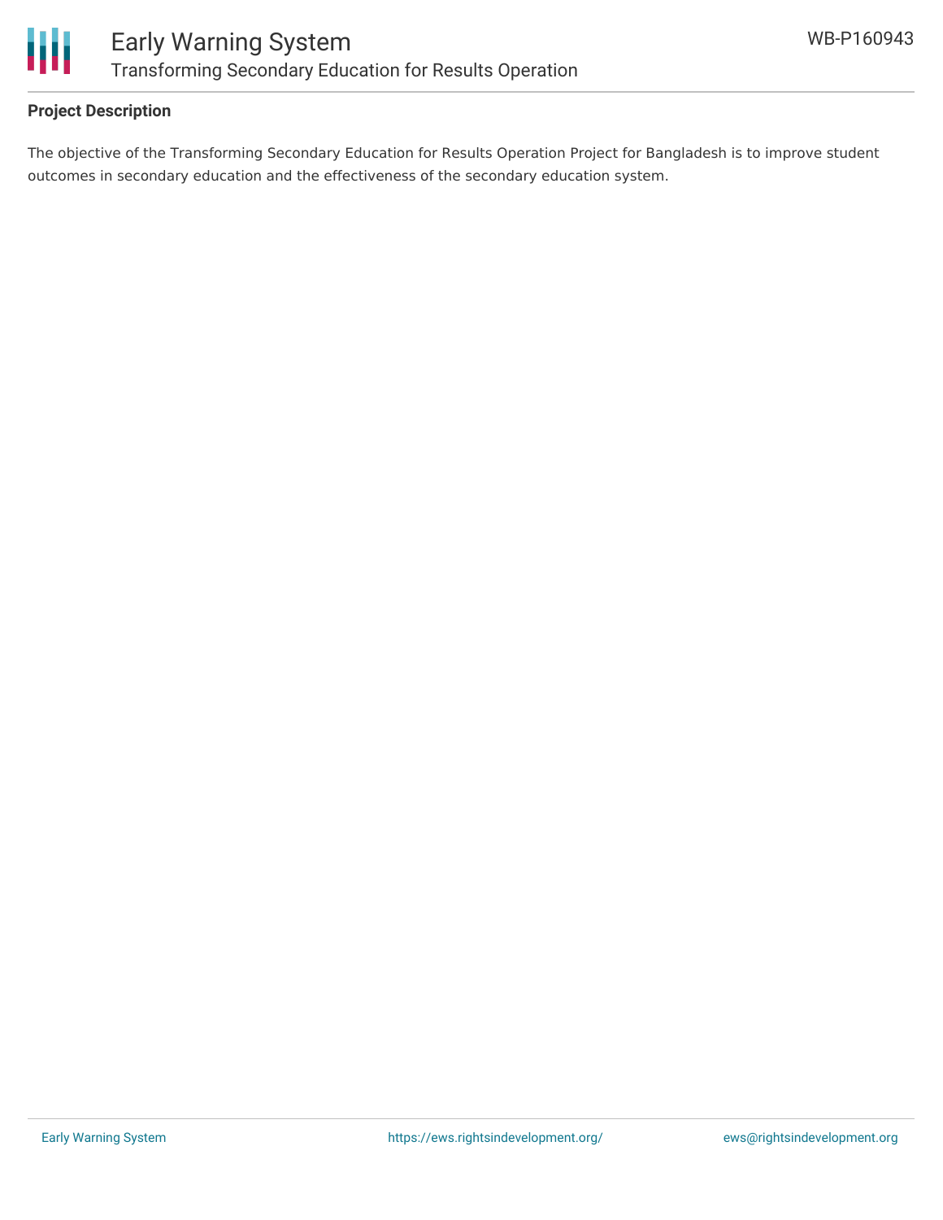**Project Description**

The objective of the Transforming Secondary Education for Results Operation Project for Bangladesh is to improve student outcomes in secondary education and the effectiveness of the secondary education system.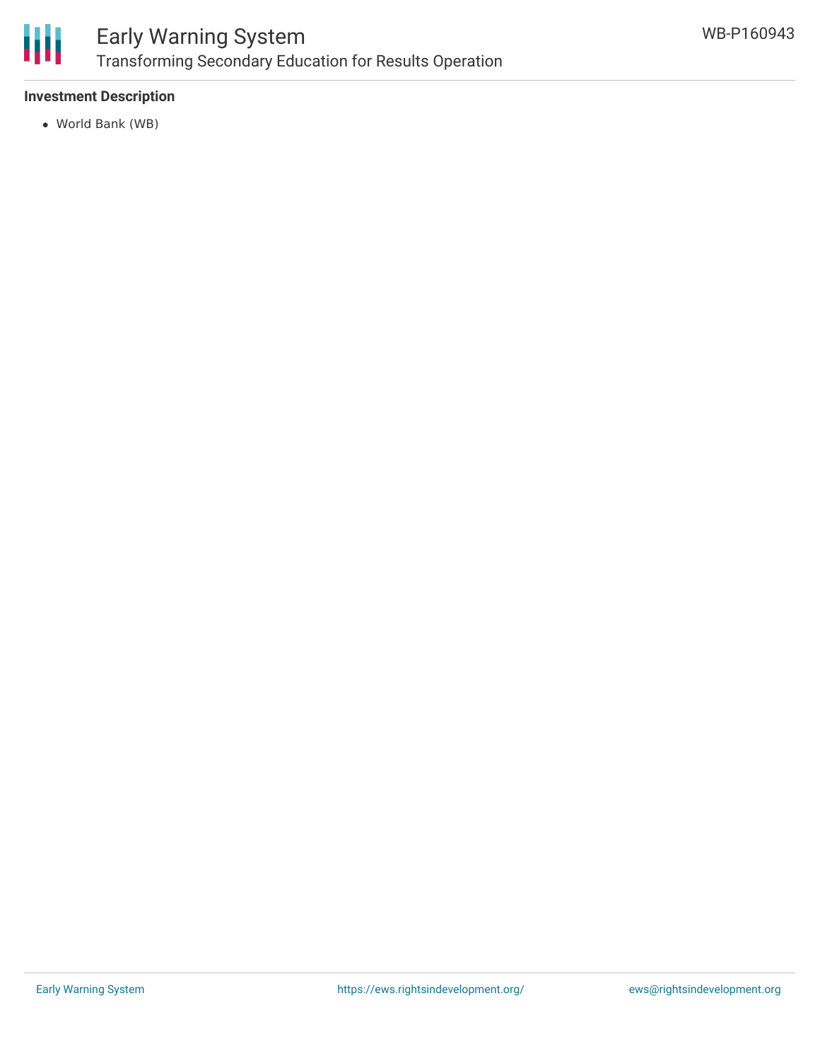**Investment Description**

- World Bank (WB)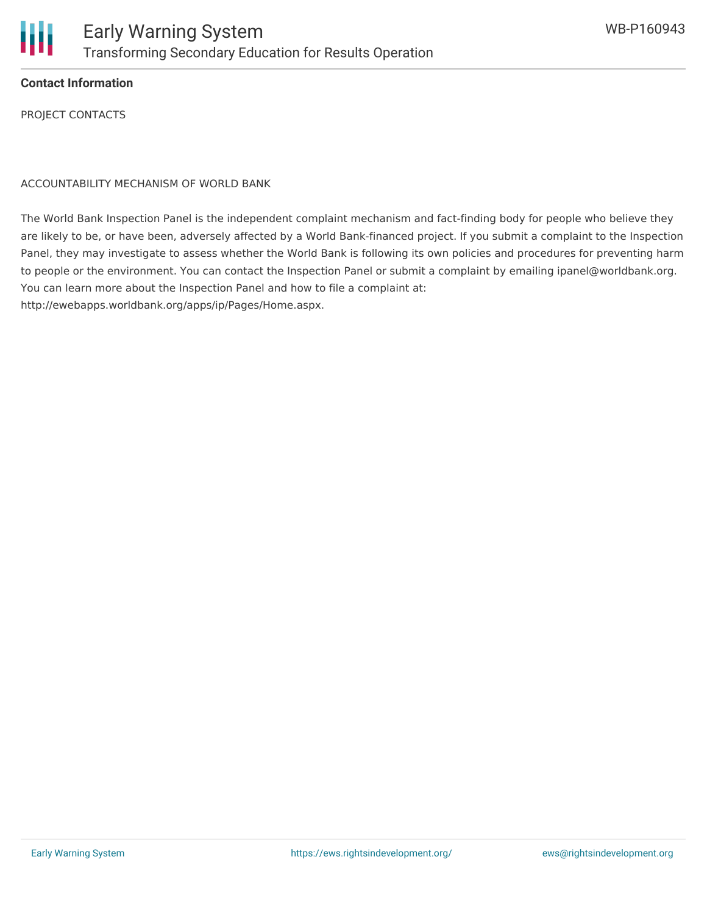**Contact Information**

PROJECT CONTACTS

ACCOUNTABILITY MECHANISM OF WORLD BANK

The World Bank Inspection Panel is the independent complaint mechanism and fact-finding body for people who believe they are likely to be, or have been, adversely affected by a World Bank-financed project. If you submit a complaint to the Inspection Panel, they may investigate to assess whether the World Bank is following its own policies and procedures for preventing harm to people or the environment. You can contact the Inspection Panel or submit a complaint by emailing ipanel@worldbank.org. You can learn more about the Inspection Panel and how to file a complaint at: http://ewebapps.worldbank.org/apps/ip/Pages/Home.aspx.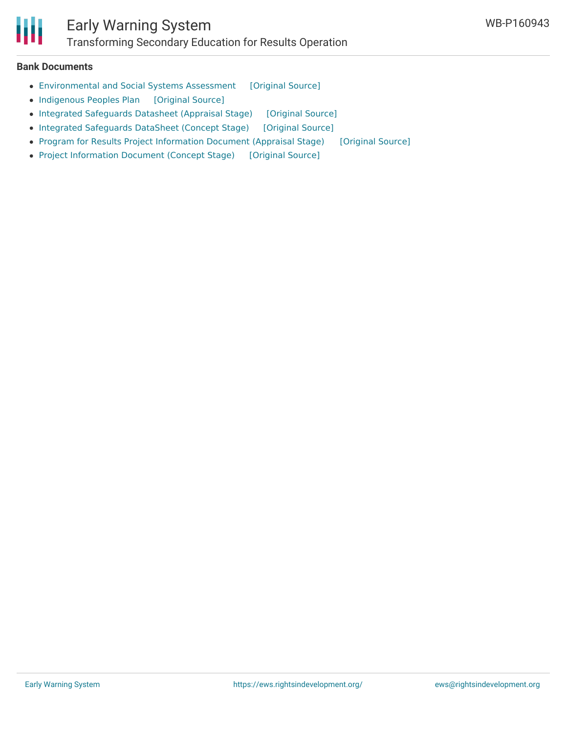## Bank Documents

- Environmental and Social Systems Assessment [Original Source]
- Indigenous Peoples Plan [Original Source]
- Integrated Safeguards Datasheet (Appraisal Stage) [Original Source]
- Integrated Safeguards DataSheet (Concept Stage) [Original Source]
- Program for Results Project Information Document (Appraisal Stage) [Original Source]
- Project Information Document (Concept Stage) [Original Source]